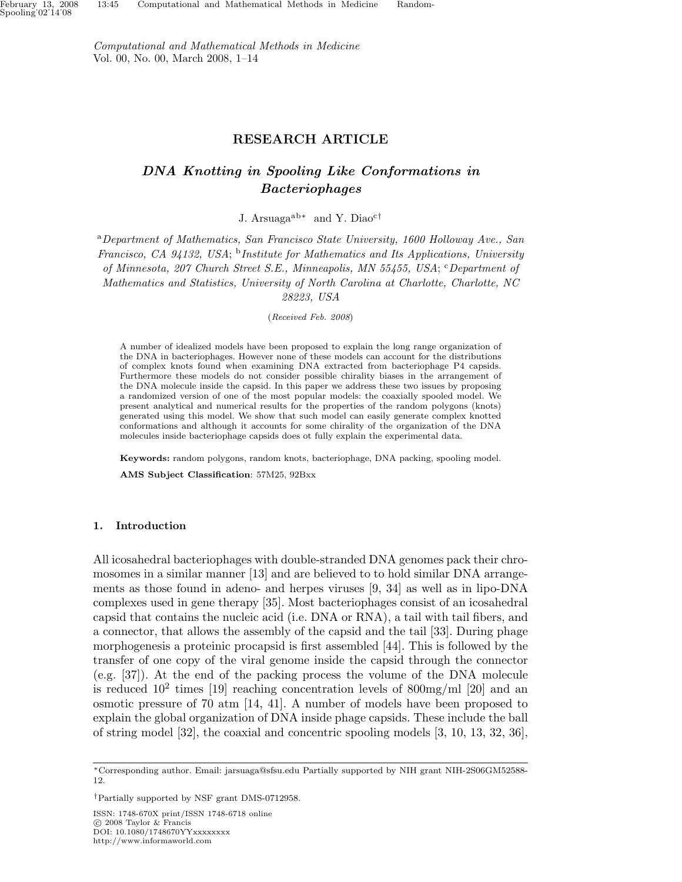*Computational and Mathematical Methods in Medicine*
Vol. 00, No. 00, March 2008, 1–14

## RESEARCH ARTICLE

# *DNA Knotting in Spooling Like Conformations in Bacteriophages*

J. Arsuaga[a b *] and Y. Diao[c †]

[a] *Department of Mathematics, San Francisco State University, 1600 Holloway Ave., San Francisco, CA 94132, USA;* [b] *Institute for Mathematics and Its Applications, University of Minnesota, 207 Church Street S.E., Minneapolis, MN 55455, USA;* [c] *Department of Mathematics and Statistics, University of North Carolina at Charlotte, Charlotte, NC 28223, USA*

(*Received Feb. 2008*)

A number of idealized models have been proposed to explain the long range organization of the DNA in bacteriophages. However none of these models can account for the distributions of complex knots found when examining DNA extracted from bacteriophage P4 capsids. Furthermore these models do not consider possible chirality biases in the arrangement of the DNA molecule inside the capsid. In this paper we address these two issues by proposing a randomized version of one of the most popular models: the coaxially spooled model. We present analytical and numerical results for the properties of the random polygons (knots) generated using this model. We show that such model can easily generate complex knotted conformations and although it accounts for some chirality of the organization of the DNA molecules inside bacteriophage capsids does ot fully explain the experimental data.

**Keywords:** random polygons, random knots, bacteriophage, DNA packing, spooling model.

**AMS Subject Classification**: 57M25, 92Bxx

## 1. Introduction

All icosahedral bacteriophages with double-stranded DNA genomes pack their chromosomes in a similar manner [13] and are believed to to hold similar DNA arrangements as those found in adeno- and herpes viruses [9, 34] as well as in lipo-DNA complexes used in gene therapy [35]. Most bacteriophages consist of an icosahedral capsid that contains the nucleic acid (i.e. DNA or RNA), a tail with tail fibers, and a connector, that allows the assembly of the capsid and the tail [33]. During phage morphogenesis a proteinic procapsid is first assembled [44]. This is followed by the transfer of one copy of the viral genome inside the capsid through the connector (e.g. [37]). At the end of the packing process the volume of the DNA molecule is reduced $10^2$ times [19] reaching concentration levels of 800mg/ml [20] and an osmotic pressure of 70 atm [14, 41]. A number of models have been proposed to explain the global organization of DNA inside phage capsids. These include the ball of string model [32], the coaxial and concentric spooling models [3, 10, 13, 32, 36],

---

*Corresponding author. Email: jarsuaga@sfsu.edu Partially supported by NIH grant NIH-2S06GM52588-12.

†Partially supported by NSF grant DMS-0712958.

ISSN: 1748-670X print/ISSN 1748-6718 online
© 2008 Taylor & Francis
DOI: 10.1080/1748670YYxxxxxxxx
http://www.informaworld.com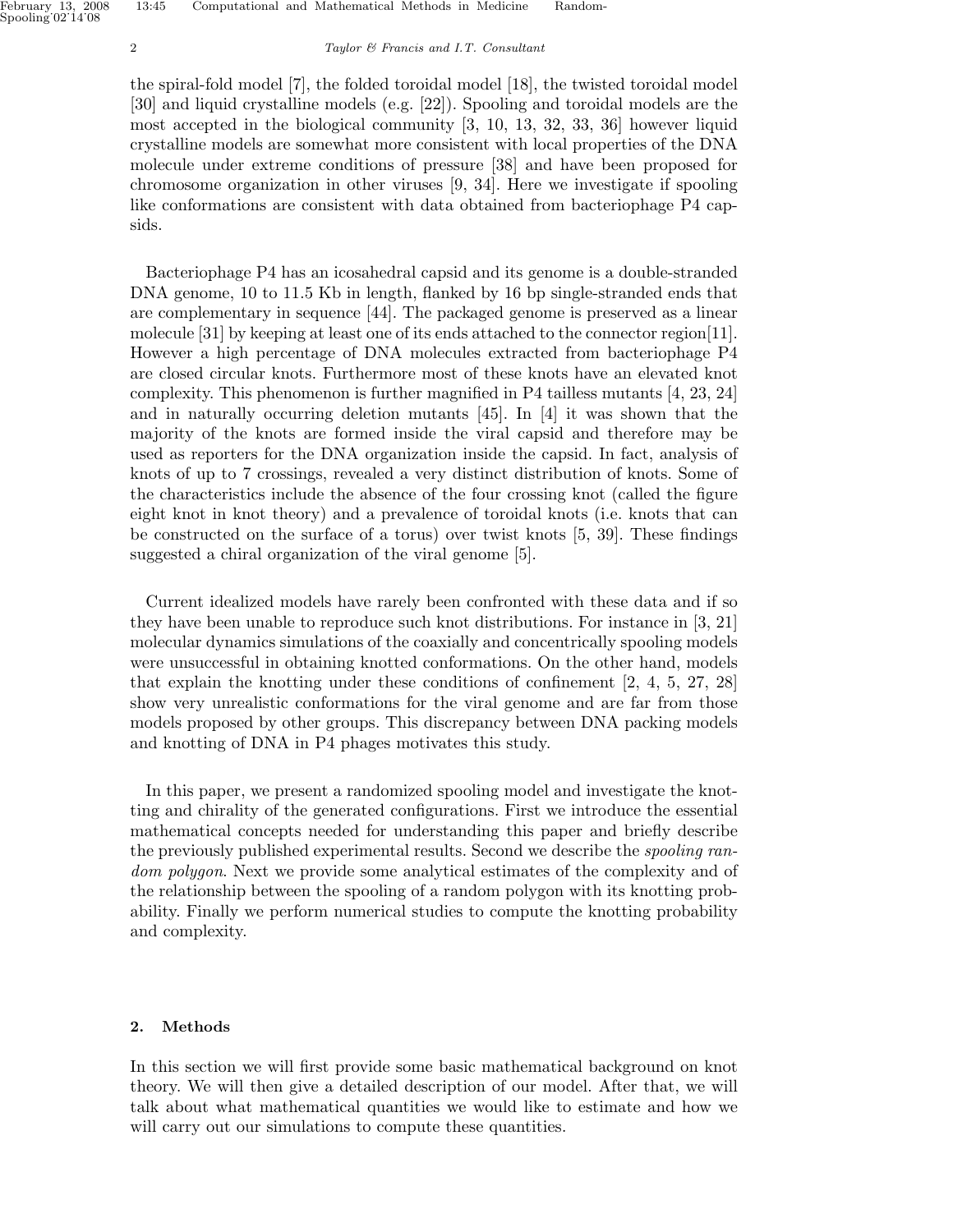the spiral-fold model [7], the folded toroidal model [18], the twisted toroidal model [30] and liquid crystalline models (e.g. [22]). Spooling and toroidal models are the most accepted in the biological community [3, 10, 13, 32, 33, 36] however liquid crystalline models are somewhat more consistent with local properties of the DNA molecule under extreme conditions of pressure [38] and have been proposed for chromosome organization in other viruses [9, 34]. Here we investigate if spooling like conformations are consistent with data obtained from bacteriophage P4 capsids.

Bacteriophage P4 has an icosahedral capsid and its genome is a double-stranded DNA genome, 10 to 11.5 Kb in length, flanked by 16 bp single-stranded ends that are complementary in sequence [44]. The packaged genome is preserved as a linear molecule [31] by keeping at least one of its ends attached to the connector region[11]. However a high percentage of DNA molecules extracted from bacteriophage P4 are closed circular knots. Furthermore most of these knots have an elevated knot complexity. This phenomenon is further magnified in P4 tailless mutants [4, 23, 24] and in naturally occurring deletion mutants [45]. In [4] it was shown that the majority of the knots are formed inside the viral capsid and therefore may be used as reporters for the DNA organization inside the capsid. In fact, analysis of knots of up to 7 crossings, revealed a very distinct distribution of knots. Some of the characteristics include the absence of the four crossing knot (called the figure eight knot in knot theory) and a prevalence of toroidal knots (i.e. knots that can be constructed on the surface of a torus) over twist knots [5, 39]. These findings suggested a chiral organization of the viral genome [5].

Current idealized models have rarely been confronted with these data and if so they have been unable to reproduce such knot distributions. For instance in [3, 21] molecular dynamics simulations of the coaxially and concentrically spooling models were unsuccessful in obtaining knotted conformations. On the other hand, models that explain the knotting under these conditions of confinement [2, 4, 5, 27, 28] show very unrealistic conformations for the viral genome and are far from those models proposed by other groups. This discrepancy between DNA packing models and knotting of DNA in P4 phages motivates this study.

In this paper, we present a randomized spooling model and investigate the knotting and chirality of the generated configurations. First we introduce the essential mathematical concepts needed for understanding this paper and briefly describe the previously published experimental results. Second we describe the *spooling random polygon*. Next we provide some analytical estimates of the complexity and of the relationship between the spooling of a random polygon with its knotting probability. Finally we perform numerical studies to compute the knotting probability and complexity.

## 2. Methods

In this section we will first provide some basic mathematical background on knot theory. We will then give a detailed description of our model. After that, we will talk about what mathematical quantities we would like to estimate and how we will carry out our simulations to compute these quantities.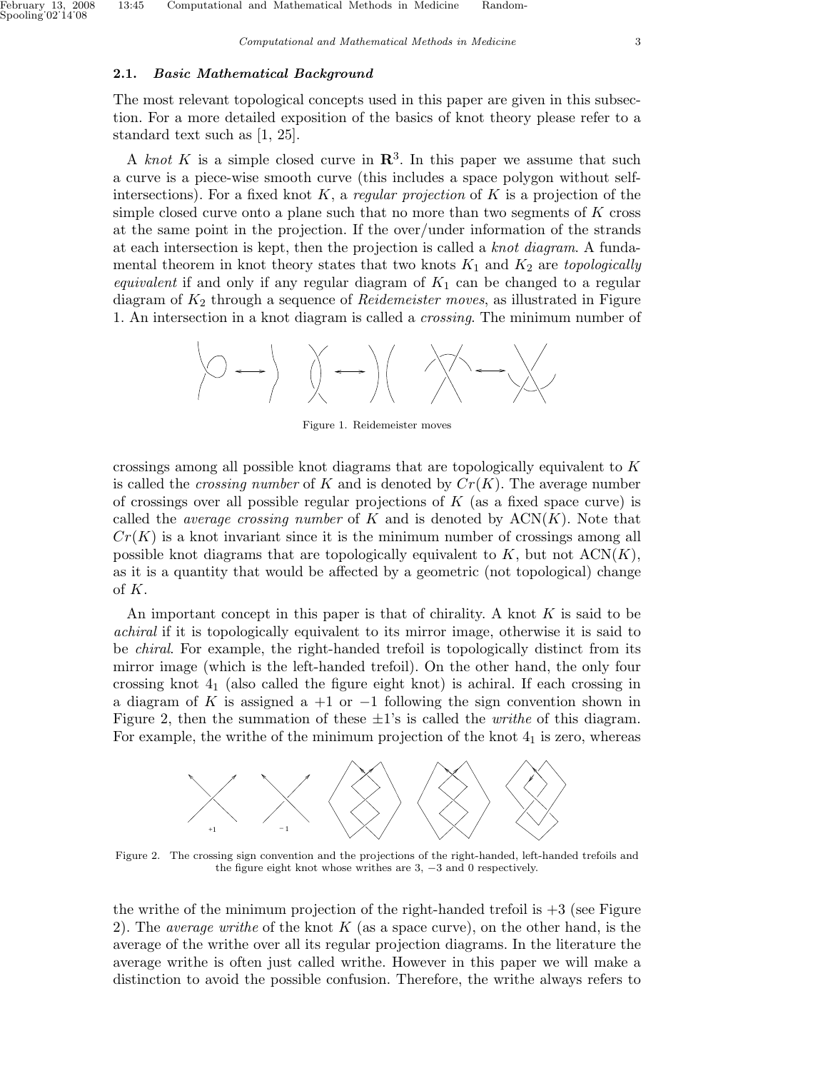### 2.1. *Basic Mathematical Background*

The most relevant topological concepts used in this paper are given in this subsection. For a more detailed exposition of the basics of knot theory please refer to a standard text such as [1, 25].

A *knot* $K$ is a simple closed curve in $\mathbf{R}^3$. In this paper we assume that such a curve is a piece-wise smooth curve (this includes a space polygon without self-intersections). For a fixed knot $K$, a *regular projection* of $K$ is a projection of the simple closed curve onto a plane such that no more than two segments of $K$ cross at the same point in the projection. If the over/under information of the strands at each intersection is kept, then the projection is called a *knot diagram*. A fundamental theorem in knot theory states that two knots $K_1$ and $K_2$ are *topologically equivalent* if and only if any regular diagram of $K_1$ can be changed to a regular diagram of $K_2$ through a sequence of *Reidemeister moves*, as illustrated in Figure 1. An intersection in a knot diagram is called a *crossing*. The minimum number of crossings among all possible knot diagrams that are topologically equivalent to $K$ is called the *crossing number* of $K$ and is denoted by $Cr(K)$. The average number of crossings over all possible regular projections of $K$ (as a fixed space curve) is called the *average crossing number* of $K$ and is denoted by $\text{ACN}(K)$. Note that $Cr(K)$ is a knot invariant since it is the minimum number of crossings among all possible knot diagrams that are topologically equivalent to $K$, but not $\text{ACN}(K)$, as it is a quantity that would be affected by a geometric (not topological) change of $K$.

Figure 1. Reidemeister moves

An important concept in this paper is that of chirality. A knot $K$ is said to be *achiral* if it is topologically equivalent to its mirror image, otherwise it is said to be *chiral*. For example, the right-handed trefoil is topologically distinct from its mirror image (which is the left-handed trefoil). On the other hand, the only four crossing knot $4_1$ (also called the figure eight knot) is achiral. If each crossing in a diagram of $K$ is assigned a $+1$ or $-1$ following the sign convention shown in Figure 2, then the summation of these $\pm1$'s is called the *writhe* of this diagram. For example, the writhe of the minimum projection of the knot $4_1$ is zero, whereas the writhe of the minimum projection of the right-handed trefoil is $+3$ (see Figure 2). The *average writhe* of the knot $K$ (as a space curve), on the other hand, is the average of the writhe over all its regular projection diagrams. In the literature the average writhe is often just called writhe. However in this paper we will make a distinction to avoid the possible confusion. Therefore, the writhe always refers to

Figure 2. The crossing sign convention and the projections of the right-handed, left-handed trefoils and the figure eight knot whose writhes are 3, $-3$ and 0 respectively.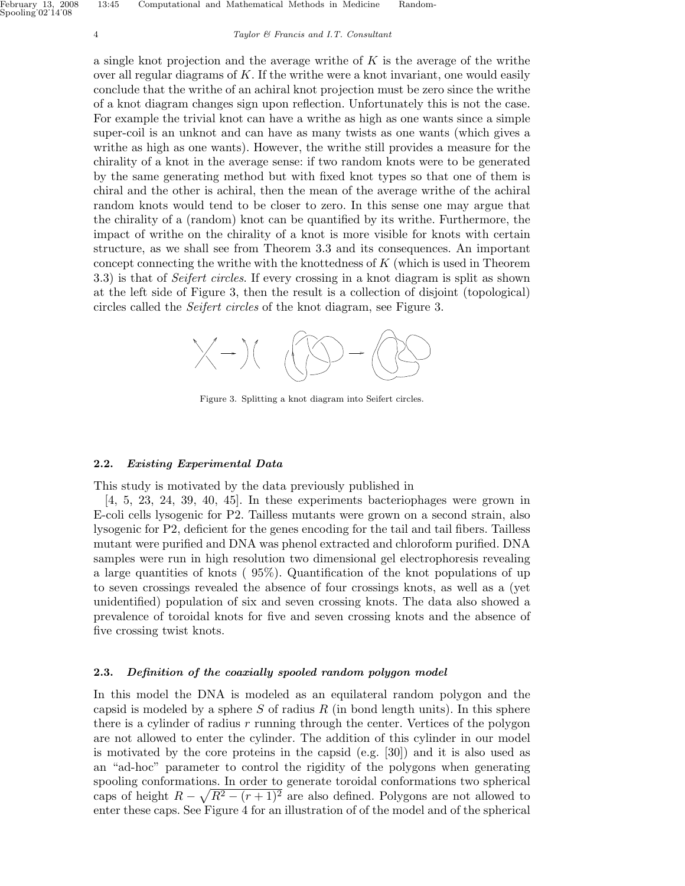a single knot projection and the average writhe of $K$ is the average of the writhe over all regular diagrams of $K$. If the writhe were a knot invariant, one would easily conclude that the writhe of an achiral knot projection must be zero since the writhe of a knot diagram changes sign upon reflection. Unfortunately this is not the case. For example the trivial knot can have a writhe as high as one wants since a simple super-coil is an unknot and can have as many twists as one wants (which gives a writhe as high as one wants). However, the writhe still provides a measure for the chirality of a knot in the average sense: if two random knots were to be generated by the same generating method but with fixed knot types so that one of them is chiral and the other is achiral, then the mean of the average writhe of the achiral random knots would tend to be closer to zero. In this sense one may argue that the chirality of a (random) knot can be quantified by its writhe. Furthermore, the impact of writhe on the chirality of a knot is more visible for knots with certain structure, as we shall see from Theorem 3.3 and its consequences. An important concept connecting the writhe with the knottedness of $K$ (which is used in Theorem 3.3) is that of *Seifert circles*. If every crossing in a knot diagram is split as shown at the left side of Figure 3, then the result is a collection of disjoint (topological) circles called the *Seifert circles* of the knot diagram, see Figure 3.

Figure 3. Splitting a knot diagram into Seifert circles.

### 2.2. *Existing Experimental Data*

This study is motivated by the data previously published in [4, 5, 23, 24, 39, 40, 45]. In these experiments bacteriophages were grown in E-coli cells lysogenic for P2. Tailless mutants were grown on a second strain, also lysogenic for P2, deficient for the genes encoding for the tail and tail fibers. Tailless mutant were purified and DNA was phenol extracted and chloroform purified. DNA samples were run in high resolution two dimensional gel electrophoresis revealing a large quantities of knots ( 95%). Quantification of the knot populations of up to seven crossings revealed the absence of four crossings knots, as well as a (yet unidentified) population of six and seven crossing knots. The data also showed a prevalence of toroidal knots for five and seven crossing knots and the absence of five crossing twist knots.

### 2.3. *Definition of the coaxially spooled random polygon model*

In this model the DNA is modeled as an equilateral random polygon and the capsid is modeled by a sphere $S$ of radius $R$ (in bond length units). In this sphere there is a cylinder of radius $r$ running through the center. Vertices of the polygon are not allowed to enter the cylinder. The addition of this cylinder in our model is motivated by the core proteins in the capsid (e.g. [30]) and it is also used as an "ad-hoc" parameter to control the rigidity of the polygons when generating spooling conformations. In order to generate toroidal conformations two spherical caps of height $R - \sqrt{R^2 - (r+1)^2}$ are also defined. Polygons are not allowed to enter these caps. See Figure 4 for an illustration of of the model and of the spherical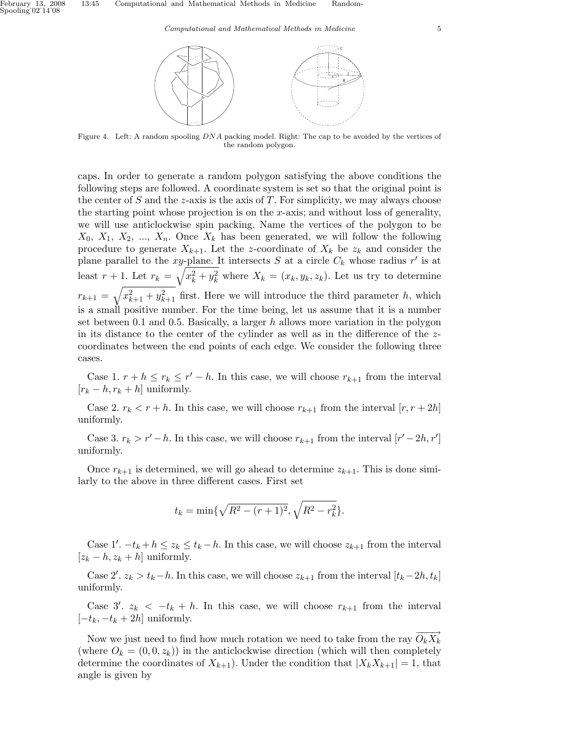Figure 4. Left: A random spooling $DNA$ packing model. Right: The cap to be avoided by the vertices of the random polygon.

caps. In order to generate a random polygon satisfying the above conditions the following steps are followed. A coordinate system is set so that the original point is the center of $S$ and the $z$-axis is the axis of $T$. For simplicity, we may always choose the starting point whose projection is on the $x$-axis; and without loss of generality, we will use anticlockwise spin packing. Name the vertices of the polygon to be $X_0$, $X_1$, $X_2$, ..., $X_n$. Once $X_k$ has been generated, we will follow the following procedure to generate $X_{k+1}$. Let the $z$-coordinate of $X_k$ be $z_k$ and consider the plane parallel to the $xy$-plane. It intersects $S$ at a circle $C_k$ whose radius $r'$ is at least $r + 1$. Let $r_k = \sqrt{x_k^2 + y_k^2}$ where $X_k = (x_k, y_k, z_k)$. Let us try to determine $r_{k+1} = \sqrt{x_{k+1}^2 + y_{k+1}^2}$ first. Here we will introduce the third parameter $h$, which is a small positive number. For the time being, let us assume that it is a number set between 0.1 and 0.5. Basically, a larger $h$ allows more variation in the polygon in its distance to the center of the cylinder as well as in the difference of the $z$-coordinates between the end points of each edge. We consider the following three cases.

Case 1. $r + h \leq r_k \leq r' - h$. In this case, we will choose $r_{k+1}$ from the interval $[r_k - h, r_k + h]$ uniformly.

Case 2. $r_k < r + h$. In this case, we will choose $r_{k+1}$ from the interval $[r, r + 2h]$ uniformly.

Case 3. $r_k > r' - h$. In this case, we will choose $r_{k+1}$ from the interval $[r' - 2h, r']$ uniformly.

Once $r_{k+1}$ is determined, we will go ahead to determine $z_{k+1}$. This is done similarly to the above in three different cases. First set

$$t_k = \min\{\sqrt{R^2 - (r+1)^2}, \sqrt{R^2 - r_k^2}\}.$$

Case 1$'$. $-t_k + h \leq z_k \leq t_k - h$. In this case, we will choose $z_{k+1}$ from the interval $[z_k - h, z_k + h]$ uniformly.

Case 2$'$. $z_k > t_k - h$. In this case, we will choose $z_{k+1}$ from the interval $[t_k - 2h, t_k]$ uniformly.

Case 3$'$. $z_k < -t_k + h$. In this case, we will choose $r_{k+1}$ from the interval $[-t_k, -t_k + 2h]$ uniformly.

Now we just need to find how much rotation we need to take from the ray $\overrightarrow{O_k X_k}$ (where $O_k = (0, 0, z_k)$) in the anticlockwise direction (which will then completely determine the coordinates of $X_{k+1}$). Under the condition that $|X_k X_{k+1}| = 1$, that angle is given by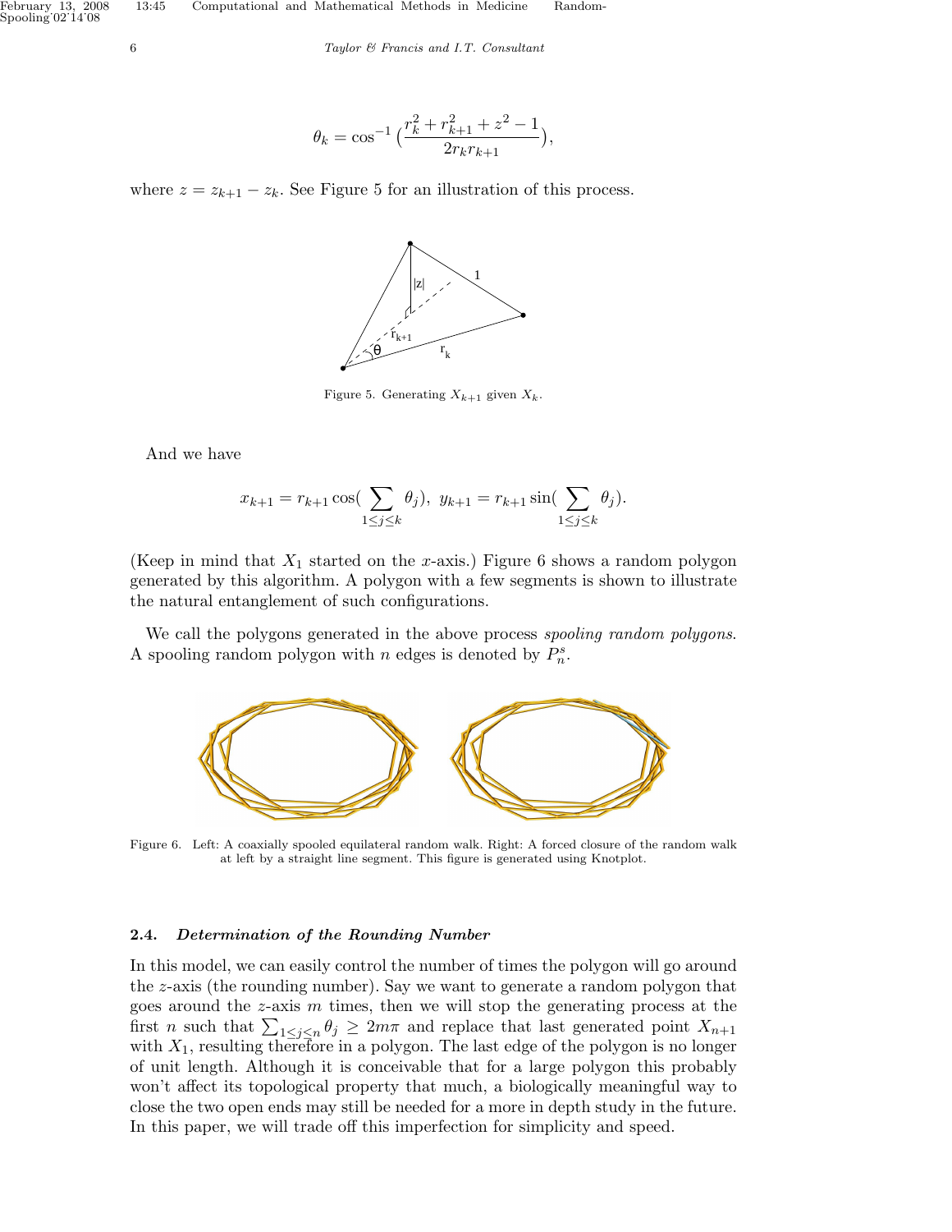$$\theta_k = \cos^{-1}\left(\frac{r_k^2 + r_{k+1}^2 + z^2 - 1}{2 r_k r_{k+1}}\right),$$

where $z = z_{k+1} - z_k$. See Figure 5 for an illustration of this process.

Figure 5. Generating $X_{k+1}$ given $X_k$.

And we have

$$x_{k+1} = r_{k+1} \cos\left(\sum_{1 \le j \le k} \theta_j\right), \; y_{k+1} = r_{k+1} \sin\left(\sum_{1 \le j \le k} \theta_j\right).$$

(Keep in mind that $X_1$ started on the $x$-axis.) Figure 6 shows a random polygon generated by this algorithm. A polygon with a few segments is shown to illustrate the natural entanglement of such configurations.

We call the polygons generated in the above process *spooling random polygons*. A spooling random polygon with $n$ edges is denoted by $P_n^s$.

Figure 6. Left: A coaxially spooled equilateral random walk. Right: A forced closure of the random walk at left by a straight line segment. This figure is generated using Knotplot.

### 2.4. *Determination of the Rounding Number*

In this model, we can easily control the number of times the polygon will go around the $z$-axis (the rounding number). Say we want to generate a random polygon that goes around the $z$-axis $m$ times, then we will stop the generating process at the first $n$ such that $\sum_{1 \le j \le n} \theta_j \ge 2m\pi$ and replace that last generated point $X_{n+1}$ with $X_1$, resulting therefore in a polygon. The last edge of the polygon is no longer of unit length. Although it is conceivable that for a large polygon this probably won't affect its topological property that much, a biologically meaningful way to close the two open ends may still be needed for a more in depth study in the future. In this paper, we will trade off this imperfection for simplicity and speed.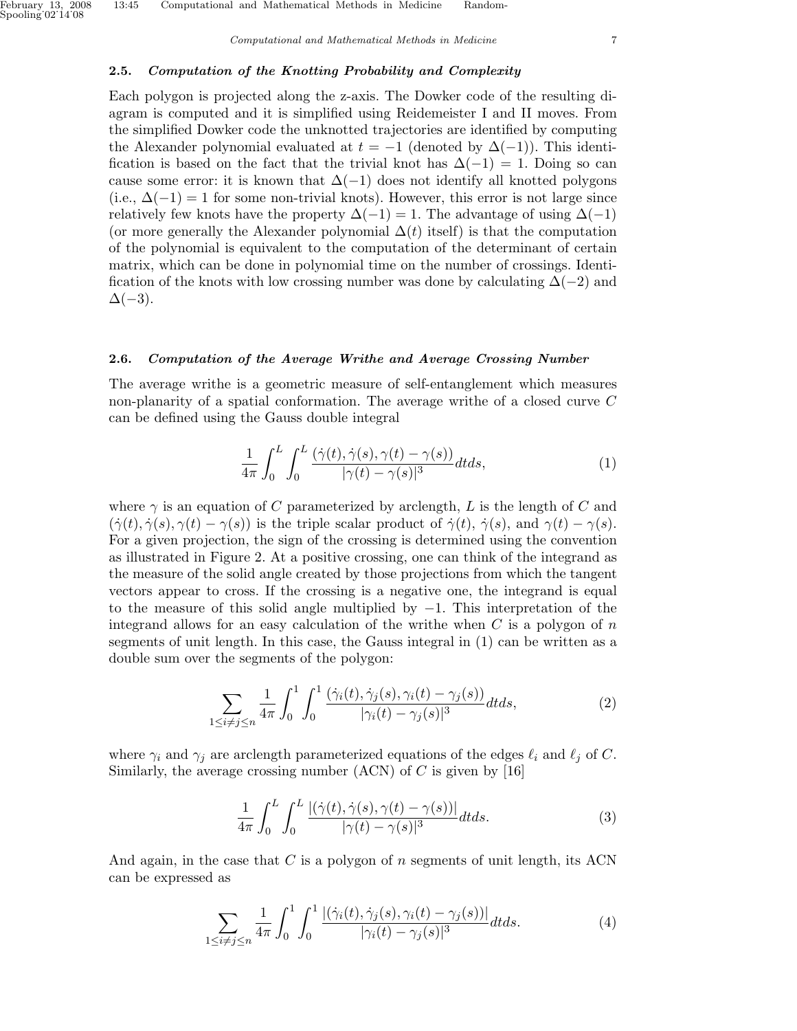### 2.5. *Computation of the Knotting Probability and Complexity*

Each polygon is projected along the z-axis. The Dowker code of the resulting diagram is computed and it is simplified using Reidemeister I and II moves. From the simplified Dowker code the unknotted trajectories are identified by computing the Alexander polynomial evaluated at $t = -1$ (denoted by $\Delta(-1)$). This identification is based on the fact that the trivial knot has $\Delta(-1) = 1$. Doing so can cause some error: it is known that $\Delta(-1)$ does not identify all knotted polygons (i.e., $\Delta(-1) = 1$ for some non-trivial knots). However, this error is not large since relatively few knots have the property $\Delta(-1) = 1$. The advantage of using $\Delta(-1)$ (or more generally the Alexander polynomial $\Delta(t)$ itself) is that the computation of the polynomial is equivalent to the computation of the determinant of certain matrix, which can be done in polynomial time on the number of crossings. Identification of the knots with low crossing number was done by calculating $\Delta(-2)$ and $\Delta(-3)$.

### 2.6. *Computation of the Average Writhe and Average Crossing Number*

The average writhe is a geometric measure of self-entanglement which measures non-planarity of a spatial conformation. The average writhe of a closed curve $C$ can be defined using the Gauss double integral

$$\frac{1}{4\pi}\int_0^L \int_0^L \frac{(\dot{\gamma}(t), \dot{\gamma}(s), \gamma(t) - \gamma(s))}{|\gamma(t) - \gamma(s)|^3} dtds, \tag{1}$$

where $\gamma$ is an equation of $C$ parameterized by arclength, $L$ is the length of $C$ and $(\dot{\gamma}(t), \dot{\gamma}(s), \gamma(t) - \gamma(s))$ is the triple scalar product of $\dot{\gamma}(t)$, $\dot{\gamma}(s)$, and $\gamma(t) - \gamma(s)$. For a given projection, the sign of the crossing is determined using the convention as illustrated in Figure 2. At a positive crossing, one can think of the integrand as the measure of the solid angle created by those projections from which the tangent vectors appear to cross. If the crossing is a negative one, the integrand is equal to the measure of this solid angle multiplied by $-1$. This interpretation of the integrand allows for an easy calculation of the writhe when $C$ is a polygon of $n$ segments of unit length. In this case, the Gauss integral in (1) can be written as a double sum over the segments of the polygon:

$$\sum_{1 \le i \ne j \le n} \frac{1}{4\pi}\int_0^1 \int_0^1 \frac{(\dot{\gamma}_i(t), \dot{\gamma}_j(s), \gamma_i(t) - \gamma_j(s))}{|\gamma_i(t) - \gamma_j(s)|^3} dtds, \tag{2}$$

where $\gamma_i$ and $\gamma_j$ are arclength parameterized equations of the edges $\ell_i$ and $\ell_j$ of $C$. Similarly, the average crossing number (ACN) of $C$ is given by [16]

$$\frac{1}{4\pi}\int_0^L \int_0^L \frac{|(\dot{\gamma}(t), \dot{\gamma}(s), \gamma(t) - \gamma(s))|}{|\gamma(t) - \gamma(s)|^3} dtds. \tag{3}$$

And again, in the case that $C$ is a polygon of $n$ segments of unit length, its ACN can be expressed as

$$\sum_{1 \le i \ne j \le n} \frac{1}{4\pi}\int_0^1 \int_0^1 \frac{|(\dot{\gamma}_i(t), \dot{\gamma}_j(s), \gamma_i(t) - \gamma_j(s))|}{|\gamma_i(t) - \gamma_j(s)|^3} dtds. \tag{4}$$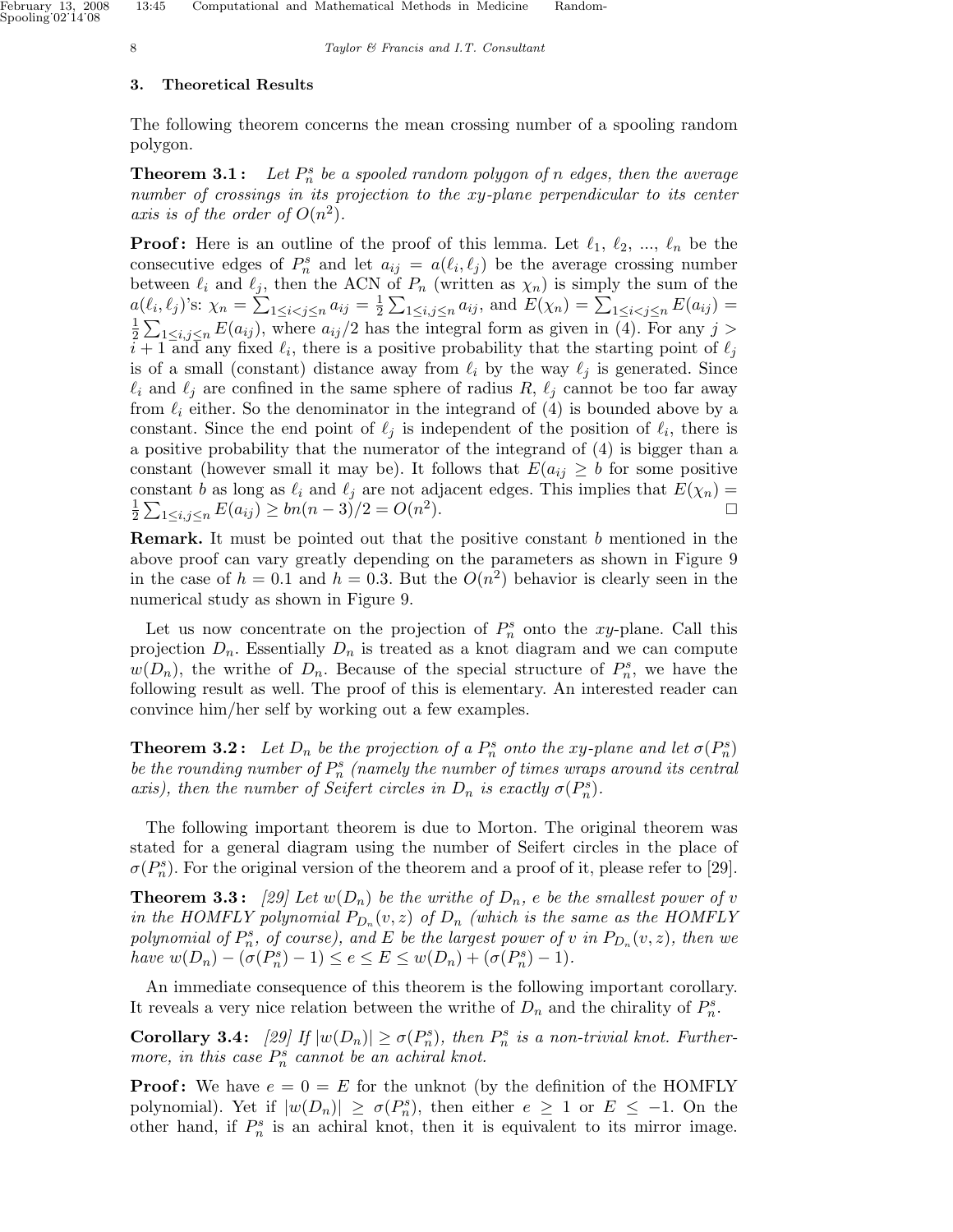## 3. Theoretical Results

The following theorem concerns the mean crossing number of a spooling random polygon.

**Theorem 3.1:** *Let $P_n^s$ be a spooled random polygon of n edges, then the average number of crossings in its projection to the xy-plane perpendicular to its center axis is of the order of $O(n^2)$.*

**Proof:** Here is an outline of the proof of this lemma. Let $\ell_1$, $\ell_2$, ..., $\ell_n$ be the consecutive edges of $P_n^s$ and let $a_{ij} = a(\ell_i, \ell_j)$ be the average crossing number between $\ell_i$ and $\ell_j$, then the ACN of $P_n$ (written as $\chi_n$) is simply the sum of the $a(\ell_i, \ell_j)$'s: $\chi_n = \sum_{1\le i<j\le n} a_{ij} = \frac{1}{2}\sum_{1\le i,j\le n} a_{ij}$, and $E(\chi_n) = \sum_{1\le i<j\le n} E(a_{ij}) = \frac{1}{2}\sum_{1\le i,j\le n} E(a_{ij})$, where $a_{ij}/2$ has the integral form as given in (4). For any $j > i+1$ and any fixed $\ell_i$, there is a positive probability that the starting point of $\ell_j$ is of a small (constant) distance away from $\ell_i$ by the way $\ell_j$ is generated. Since $\ell_i$ and $\ell_j$ are confined in the same sphere of radius $R$, $\ell_j$ cannot be too far away from $\ell_i$ either. So the denominator in the integrand of (4) is bounded above by a constant. Since the end point of $\ell_j$ is independent of the position of $\ell_i$, there is a positive probability that the numerator of the integrand of (4) is bigger than a constant (however small it may be). It follows that $E(a_{ij} \ge b$ for some positive constant $b$ as long as $\ell_i$ and $\ell_j$ are not adjacent edges. This implies that $E(\chi_n) = \frac{1}{2}\sum_{1\le i,j\le n} E(a_{ij}) \ge bn(n-3)/2 = O(n^2)$. □

**Remark.** It must be pointed out that the positive constant $b$ mentioned in the above proof can vary greatly depending on the parameters as shown in Figure 9 in the case of $h = 0.1$ and $h = 0.3$. But the $O(n^2)$ behavior is clearly seen in the numerical study as shown in Figure 9.

Let us now concentrate on the projection of $P_n^s$ onto the $xy$-plane. Call this projection $D_n$. Essentially $D_n$ is treated as a knot diagram and we can compute $w(D_n)$, the writhe of $D_n$. Because of the special structure of $P_n^s$, we have the following result as well. The proof of this is elementary. An interested reader can convince him/her self by working out a few examples.

**Theorem 3.2:** *Let $D_n$ be the projection of a $P_n^s$ onto the xy-plane and let $\sigma(P_n^s)$ be the rounding number of $P_n^s$ (namely the number of times wraps around its central axis), then the number of Seifert circles in $D_n$ is exactly $\sigma(P_n^s)$.*

The following important theorem is due to Morton. The original theorem was stated for a general diagram using the number of Seifert circles in the place of $\sigma(P_n^s)$. For the original version of the theorem and a proof of it, please refer to [29].

**Theorem 3.3:** *[29] Let $w(D_n)$ be the writhe of $D_n$, $e$ be the smallest power of $v$ in the HOMFLY polynomial $P_{D_n}(v, z)$ of $D_n$ (which is the same as the HOMFLY polynomial of $P_n^s$, of course), and $E$ be the largest power of $v$ in $P_{D_n}(v, z)$, then we have $w(D_n) - (\sigma(P_n^s) - 1) \le e \le E \le w(D_n) + (\sigma(P_n^s) - 1)$.*

An immediate consequence of this theorem is the following important corollary. It reveals a very nice relation between the writhe of $D_n$ and the chirality of $P_n^s$.

**Corollary 3.4:** *[29] If $|w(D_n)| \ge \sigma(P_n^s)$, then $P_n^s$ is a non-trivial knot. Furthermore, in this case $P_n^s$ cannot be an achiral knot.*

**Proof:** We have $e = 0 = E$ for the unknot (by the definition of the HOMFLY polynomial). Yet if $|w(D_n)| \ge \sigma(P_n^s)$, then either $e \ge 1$ or $E \le -1$. On the other hand, if $P_n^s$ is an achiral knot, then it is equivalent to its mirror image.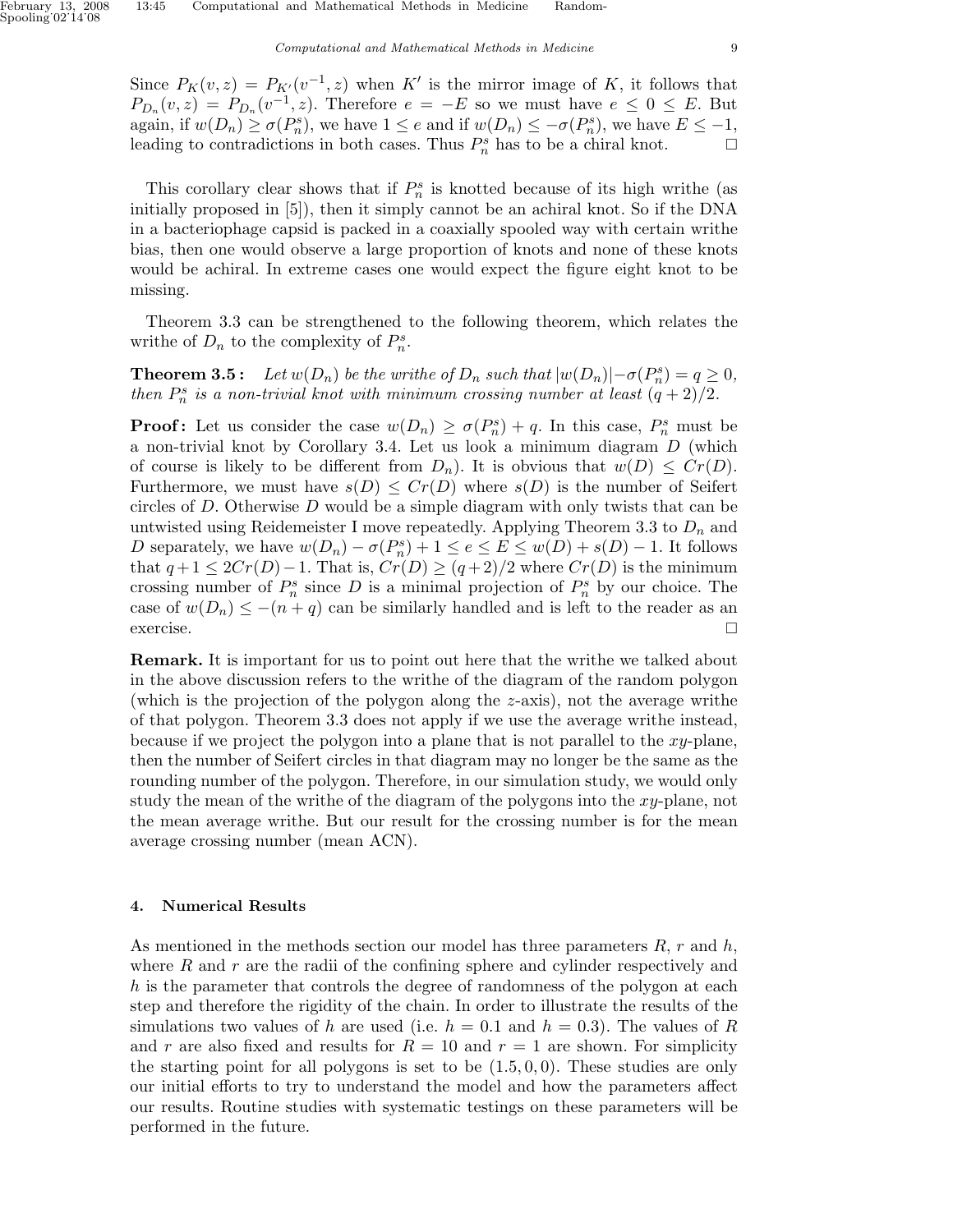Since $P_K(v,z) = P_{K'}(v^{-1},z)$ when $K'$ is the mirror image of $K$, it follows that $P_{D_n}(v,z) = P_{D_n}(v^{-1},z)$. Therefore $e = -E$ so we must have $e \leq 0 \leq E$. But again, if $w(D_n) \geq \sigma(P_n^s)$, we have $1 \leq e$ and if $w(D_n) \leq -\sigma(P_n^s)$, we have $E \leq -1$, leading to contradictions in both cases. Thus $P_n^s$ has to be a chiral knot. □

This corollary clear shows that if $P_n^s$ is knotted because of its high writhe (as initially proposed in [5]), then it simply cannot be an achiral knot. So if the DNA in a bacteriophage capsid is packed in a coaxially spooled way with certain writhe bias, then one would observe a large proportion of knots and none of these knots would be achiral. In extreme cases one would expect the figure eight knot to be missing.

Theorem 3.3 can be strengthened to the following theorem, which relates the writhe of $D_n$ to the complexity of $P_n^s$.

**Theorem 3.5:** *Let $w(D_n)$ be the writhe of $D_n$ such that $|w(D_n)| - \sigma(P_n^s) = q \geq 0$, then $P_n^s$ is a non-trivial knot with minimum crossing number at least $(q+2)/2$.*

**Proof:** Let us consider the case $w(D_n) \geq \sigma(P_n^s) + q$. In this case, $P_n^s$ must be a non-trivial knot by Corollary 3.4. Let us look a minimum diagram $D$ (which of course is likely to be different from $D_n$). It is obvious that $w(D) \leq Cr(D)$. Furthermore, we must have $s(D) \leq Cr(D)$ where $s(D)$ is the number of Seifert circles of $D$. Otherwise $D$ would be a simple diagram with only twists that can be untwisted using Reidemeister I move repeatedly. Applying Theorem 3.3 to $D_n$ and $D$ separately, we have $w(D_n) - \sigma(P_n^s) + 1 \leq e \leq E \leq w(D) + s(D) - 1$. It follows that $q + 1 \leq 2Cr(D) - 1$. That is, $Cr(D) \geq (q+2)/2$ where $Cr(D)$ is the minimum crossing number of $P_n^s$ since $D$ is a minimal projection of $P_n^s$ by our choice. The case of $w(D_n) \leq -(n+q)$ can be similarly handled and is left to the reader as an exercise. □

**Remark.** It is important for us to point out here that the writhe we talked about in the above discussion refers to the writhe of the diagram of the random polygon (which is the projection of the polygon along the $z$-axis), not the average writhe of that polygon. Theorem 3.3 does not apply if we use the average writhe instead, because if we project the polygon into a plane that is not parallel to the $xy$-plane, then the number of Seifert circles in that diagram may no longer be the same as the rounding number of the polygon. Therefore, in our simulation study, we would only study the mean of the writhe of the diagram of the polygons into the $xy$-plane, not the mean average writhe. But our result for the crossing number is for the mean average crossing number (mean ACN).

## 4. Numerical Results

As mentioned in the methods section our model has three parameters $R$, $r$ and $h$, where $R$ and $r$ are the radii of the confining sphere and cylinder respectively and $h$ is the parameter that controls the degree of randomness of the polygon at each step and therefore the rigidity of the chain. In order to illustrate the results of the simulations two values of $h$ are used (i.e. $h = 0.1$ and $h = 0.3$). The values of $R$ and $r$ are also fixed and results for $R = 10$ and $r = 1$ are shown. For simplicity the starting point for all polygons is set to be $(1.5, 0, 0)$. These studies are only our initial efforts to try to understand the model and how the parameters affect our results. Routine studies with systematic testings on these parameters will be performed in the future.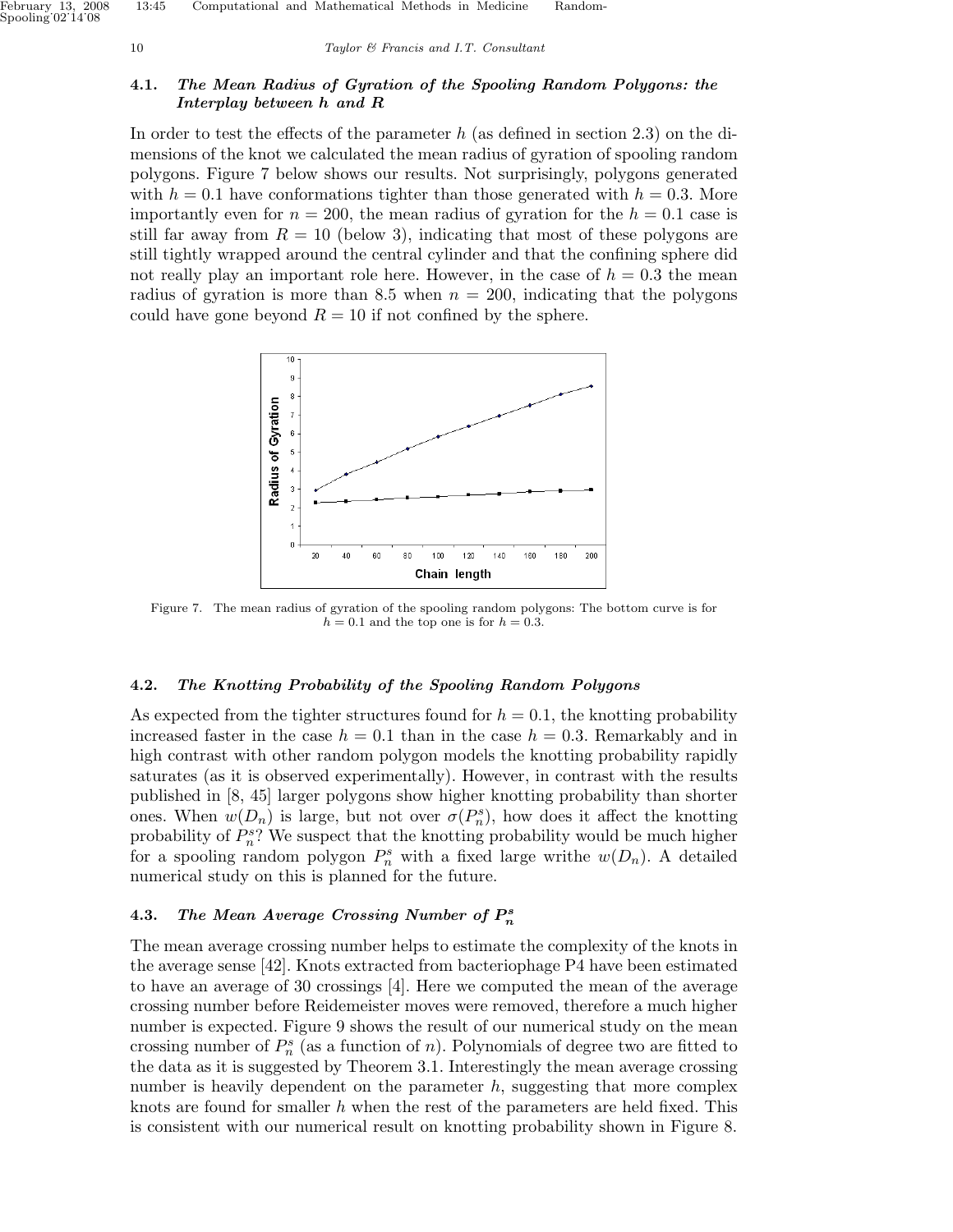### 4.1. *The Mean Radius of Gyration of the Spooling Random Polygons: the Interplay between h and R*

In order to test the effects of the parameter $h$ (as defined in section 2.3) on the dimensions of the knot we calculated the mean radius of gyration of spooling random polygons. Figure 7 below shows our results. Not surprisingly, polygons generated with $h = 0.1$ have conformations tighter than those generated with $h = 0.3$. More importantly even for $n = 200$, the mean radius of gyration for the $h = 0.1$ case is still far away from $R = 10$ (below 3), indicating that most of these polygons are still tightly wrapped around the central cylinder and that the confining sphere did not really play an important role here. However, in the case of $h = 0.3$ the mean radius of gyration is more than 8.5 when $n = 200$, indicating that the polygons could have gone beyond $R = 10$ if not confined by the sphere.

Figure 7. The mean radius of gyration of the spooling random polygons: The bottom curve is for $h = 0.1$ and the top one is for $h = 0.3$.

### 4.2. *The Knotting Probability of the Spooling Random Polygons*

As expected from the tighter structures found for $h = 0.1$, the knotting probability increased faster in the case $h = 0.1$ than in the case $h = 0.3$. Remarkably and in high contrast with other random polygon models the knotting probability rapidly saturates (as it is observed experimentally). However, in contrast with the results published in [8, 45] larger polygons show higher knotting probability than shorter ones. When $w(D_n)$ is large, but not over $\sigma(P_n^s)$, how does it affect the knotting probability of $P_n^s$? We suspect that the knotting probability would be much higher for a spooling random polygon $P_n^s$ with a fixed large writhe $w(D_n)$. A detailed numerical study on this is planned for the future.

### 4.3. *The Mean Average Crossing Number of $P_n^s$*

The mean average crossing number helps to estimate the complexity of the knots in the average sense [42]. Knots extracted from bacteriophage P4 have been estimated to have an average of 30 crossings [4]. Here we computed the mean of the average crossing number before Reidemeister moves were removed, therefore a much higher number is expected. Figure 9 shows the result of our numerical study on the mean crossing number of $P_n^s$ (as a function of $n$). Polynomials of degree two are fitted to the data as it is suggested by Theorem 3.1. Interestingly the mean average crossing number is heavily dependent on the parameter $h$, suggesting that more complex knots are found for smaller $h$ when the rest of the parameters are held fixed. This is consistent with our numerical result on knotting probability shown in Figure 8.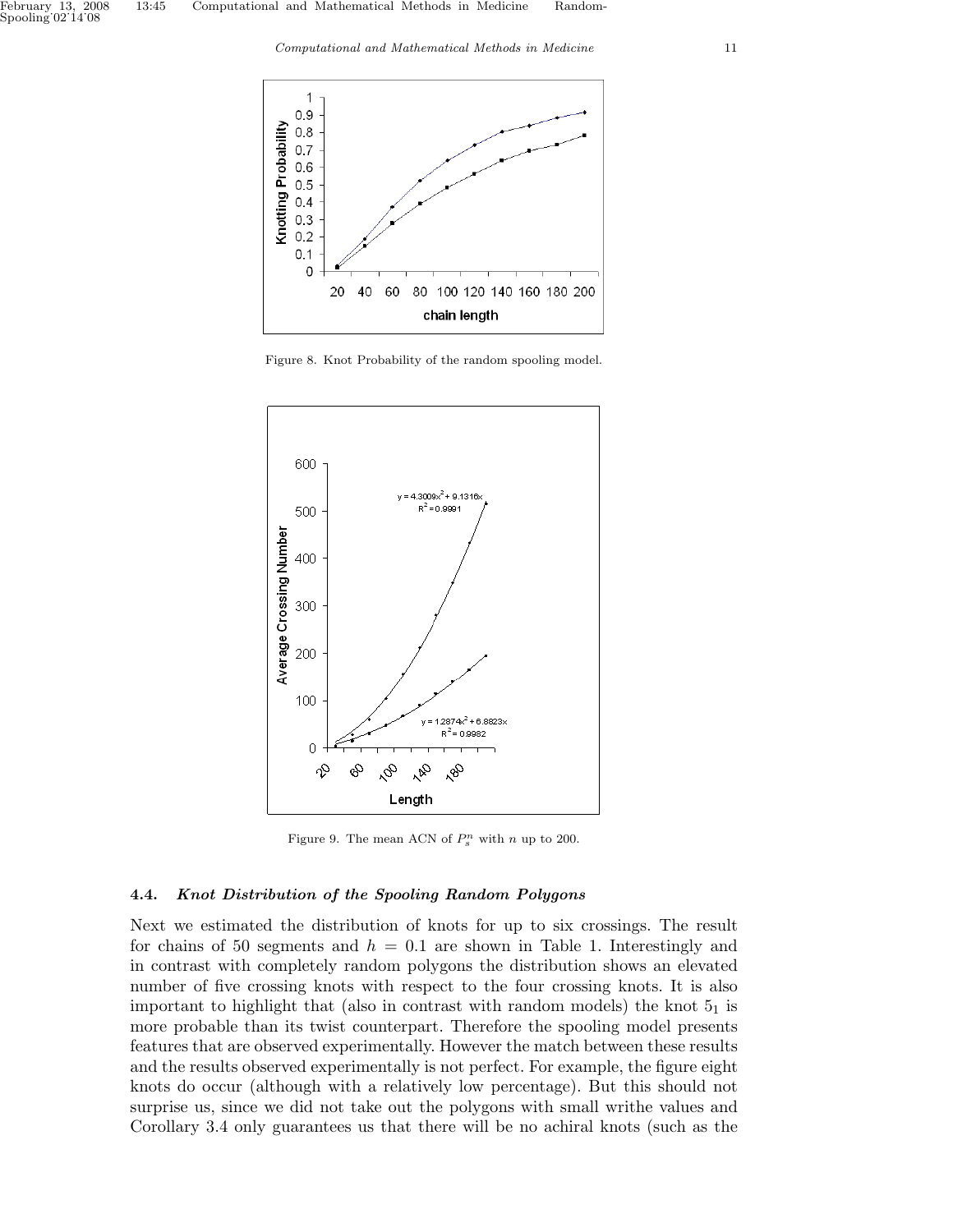Figure 8. Knot Probability of the random spooling model.

Figure 9. The mean ACN of $P_s^n$ with $n$ up to 200.

### 4.4. *Knot Distribution of the Spooling Random Polygons*

Next we estimated the distribution of knots for up to six crossings. The result for chains of 50 segments and $h = 0.1$ are shown in Table 1. Interestingly and in contrast with completely random polygons the distribution shows an elevated number of five crossing knots with respect to the four crossing knots. It is also important to highlight that (also in contrast with random models) the knot $5_1$ is more probable than its twist counterpart. Therefore the spooling model presents features that are observed experimentally. However the match between these results and the results observed experimentally is not perfect. For example, the figure eight knots do occur (although with a relatively low percentage). But this should not surprise us, since we did not take out the polygons with small writhe values and Corollary 3.4 only guarantees us that there will be no achiral knots (such as the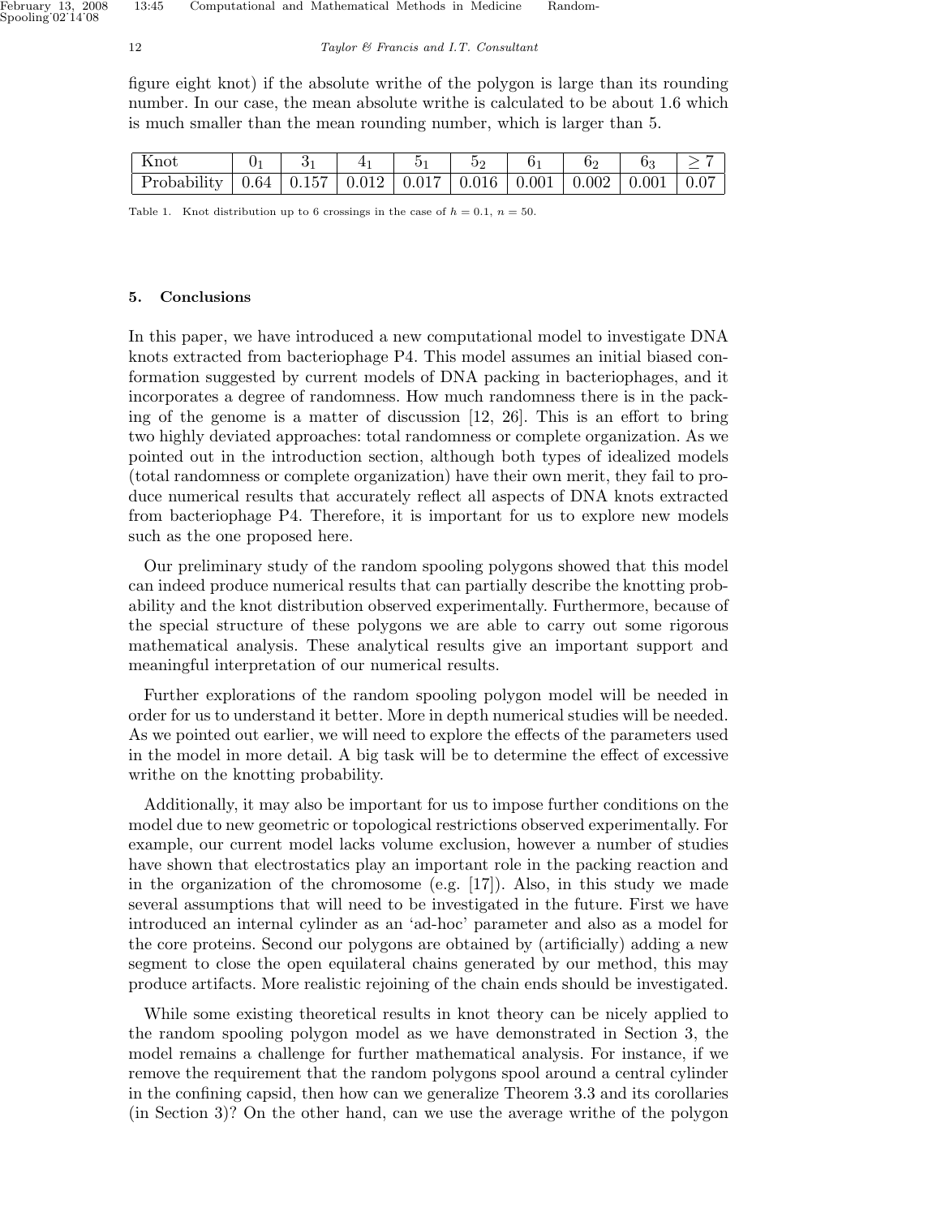figure eight knot) if the absolute writhe of the polygon is large than its rounding number. In our case, the mean absolute writhe is calculated to be about 1.6 which is much smaller than the mean rounding number, which is larger than 5.

| Knot | $0_1$ | $3_1$ | $4_1$ | $5_1$ | $5_2$ | $6_1$ | $6_2$ | $6_3$ | $\geq 7$ |
|---|---|---|---|---|---|---|---|---|---|
| Probability | 0.64 | 0.157 | 0.012 | 0.017 | 0.016 | 0.001 | 0.002 | 0.001 | 0.07 |

Table 1. Knot distribution up to 6 crossings in the case of $h = 0.1$, $n = 50$.

## 5. Conclusions

In this paper, we have introduced a new computational model to investigate DNA knots extracted from bacteriophage P4. This model assumes an initial biased conformation suggested by current models of DNA packing in bacteriophages, and it incorporates a degree of randomness. How much randomness there is in the packing of the genome is a matter of discussion [12, 26]. This is an effort to bring two highly deviated approaches: total randomness or complete organization. As we pointed out in the introduction section, although both types of idealized models (total randomness or complete organization) have their own merit, they fail to produce numerical results that accurately reflect all aspects of DNA knots extracted from bacteriophage P4. Therefore, it is important for us to explore new models such as the one proposed here.

Our preliminary study of the random spooling polygons showed that this model can indeed produce numerical results that can partially describe the knotting probability and the knot distribution observed experimentally. Furthermore, because of the special structure of these polygons we are able to carry out some rigorous mathematical analysis. These analytical results give an important support and meaningful interpretation of our numerical results.

Further explorations of the random spooling polygon model will be needed in order for us to understand it better. More in depth numerical studies will be needed. As we pointed out earlier, we will need to explore the effects of the parameters used in the model in more detail. A big task will be to determine the effect of excessive writhe on the knotting probability.

Additionally, it may also be important for us to impose further conditions on the model due to new geometric or topological restrictions observed experimentally. For example, our current model lacks volume exclusion, however a number of studies have shown that electrostatics play an important role in the packing reaction and in the organization of the chromosome (e.g. [17]). Also, in this study we made several assumptions that will need to be investigated in the future. First we have introduced an internal cylinder as an 'ad-hoc' parameter and also as a model for the core proteins. Second our polygons are obtained by (artificially) adding a new segment to close the open equilateral chains generated by our method, this may produce artifacts. More realistic rejoining of the chain ends should be investigated.

While some existing theoretical results in knot theory can be nicely applied to the random spooling polygon model as we have demonstrated in Section 3, the model remains a challenge for further mathematical analysis. For instance, if we remove the requirement that the random polygons spool around a central cylinder in the confining capsid, then how can we generalize Theorem 3.3 and its corollaries (in Section 3)? On the other hand, can we use the average writhe of the polygon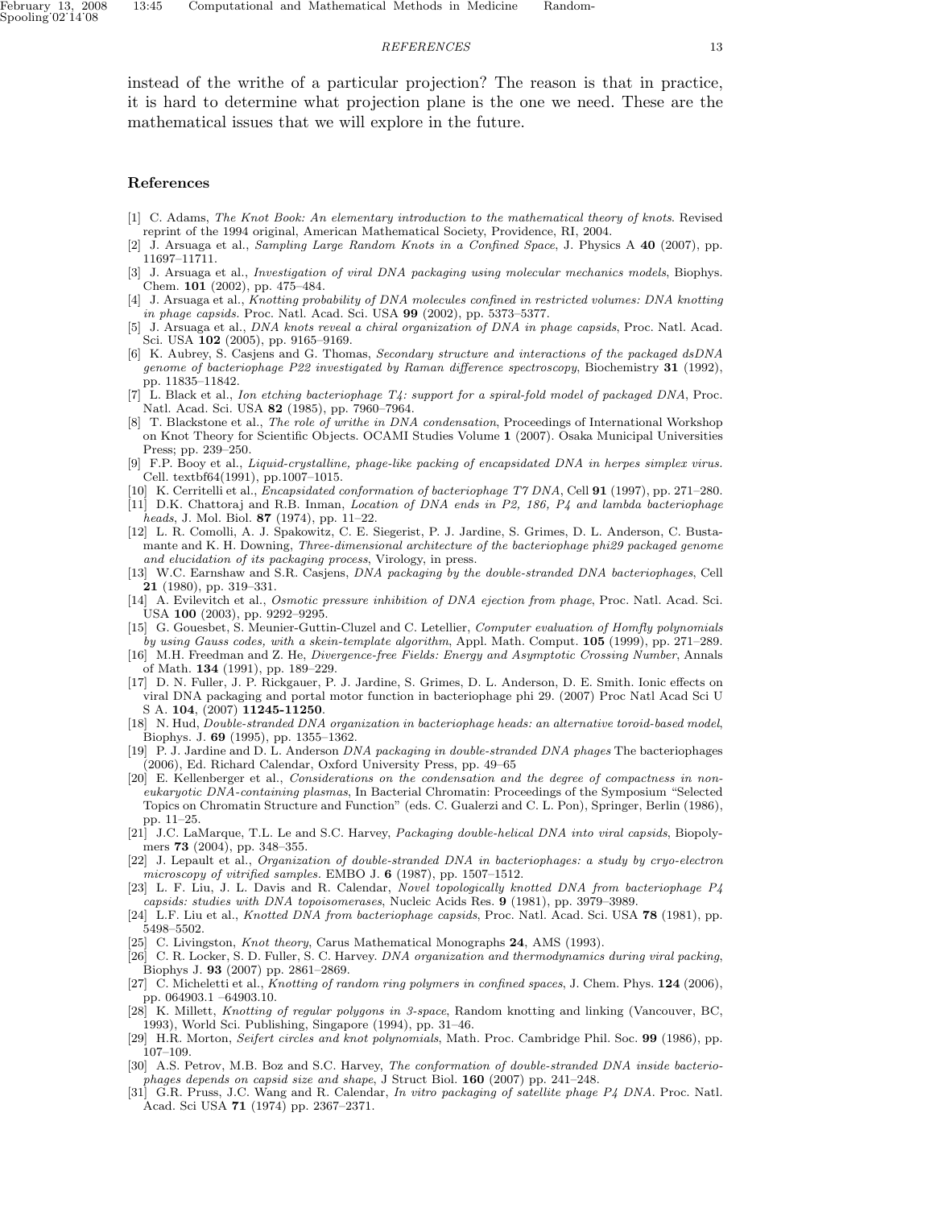instead of the writhe of a particular projection? The reason is that in practice, it is hard to determine what projection plane is the one we need. These are the mathematical issues that we will explore in the future.

## References

[1] C. Adams, *The Knot Book: An elementary introduction to the mathematical theory of knots*. Revised reprint of the 1994 original, American Mathematical Society, Providence, RI, 2004.

[2] J. Arsuaga et al., *Sampling Large Random Knots in a Confined Space*, J. Physics A **40** (2007), pp. 11697–11711.

[3] J. Arsuaga et al., *Investigation of viral DNA packaging using molecular mechanics models*, Biophys. Chem. **101** (2002), pp. 475–484.

[4] J. Arsuaga et al., *Knotting probability of DNA molecules confined in restricted volumes: DNA knotting in phage capsids.* Proc. Natl. Acad. Sci. USA **99** (2002), pp. 5373–5377.

[5] J. Arsuaga et al., *DNA knots reveal a chiral organization of DNA in phage capsids*, Proc. Natl. Acad. Sci. USA **102** (2005), pp. 9165–9169.

[6] K. Aubrey, S. Casjens and G. Thomas, *Secondary structure and interactions of the packaged dsDNA genome of bacteriophage P22 investigated by Raman difference spectroscopy*, Biochemistry **31** (1992), pp. 11835–11842.

[7] L. Black et al., *Ion etching bacteriophage T4: support for a spiral-fold model of packaged DNA*, Proc. Natl. Acad. Sci. USA **82** (1985), pp. 7960–7964.

[8] T. Blackstone et al., *The role of writhe in DNA condensation*, Proceedings of International Workshop on Knot Theory for Scientific Objects. OCAMI Studies Volume **1** (2007). Osaka Municipal Universities Press; pp. 239–250.

[9] F.P. Booy et al., *Liquid-crystalline, phage-like packing of encapsidated DNA in herpes simplex virus.* Cell. textbf64(1991), pp.1007–1015.

[10] K. Cerritelli et al., *Encapsidated conformation of bacteriophage T7 DNA*, Cell **91** (1997), pp. 271–280.

[11] D.K. Chattoraj and R.B. Inman, *Location of DNA ends in P2, 186, P4 and lambda bacteriophage heads*, J. Mol. Biol. **87** (1974), pp. 11–22.

[12] L. R. Comolli, A. J. Spakowitz, C. E. Siegerist, P. J. Jardine, S. Grimes, D. L. Anderson, C. Bustamante and K. H. Downing, *Three-dimensional architecture of the bacteriophage phi29 packaged genome and elucidation of its packaging process*, Virology, in press.

[13] W.C. Earnshaw and S.R. Casjens, *DNA packaging by the double-stranded DNA bacteriophages*, Cell **21** (1980), pp. 319–331.

[14] A. Evilevitch et al., *Osmotic pressure inhibition of DNA ejection from phage*, Proc. Natl. Acad. Sci. USA **100** (2003), pp. 9292–9295.

[15] G. Gouesbet, S. Meunier-Guttin-Cluzel and C. Letellier, *Computer evaluation of Homfly polynomials by using Gauss codes, with a skein-template algorithm*, Appl. Math. Comput. **105** (1999), pp. 271–289.

[16] M.H. Freedman and Z. He, *Divergence-free Fields: Energy and Asymptotic Crossing Number*, Annals of Math. **134** (1991), pp. 189–229.

[17] D. N. Fuller, J. P. Rickgauer, P. J. Jardine, S. Grimes, D. L. Anderson, D. E. Smith. Ionic effects on viral DNA packaging and portal motor function in bacteriophage phi 29. (2007) Proc Natl Acad Sci U S A. **104**, (2007) **11245-11250**.

[18] N. Hud, *Double-stranded DNA organization in bacteriophage heads: an alternative toroid-based model*, Biophys. J. **69** (1995), pp. 1355–1362.

[19] P. J. Jardine and D. L. Anderson *DNA packaging in double-stranded DNA phages* The bacteriophages (2006), Ed. Richard Calendar, Oxford University Press, pp. 49–65

[20] E. Kellenberger et al., *Considerations on the condensation and the degree of compactness in non-eukaryotic DNA-containing plasmas*, In Bacterial Chromatin: Proceedings of the Symposium "Selected Topics on Chromatin Structure and Function" (eds. C. Gualerzi and C. L. Pon), Springer, Berlin (1986), pp. 11–25.

[21] J.C. LaMarque, T.L. Le and S.C. Harvey, *Packaging double-helical DNA into viral capsids*, Biopolymers **73** (2004), pp. 348–355.

[22] J. Lepault et al., *Organization of double-stranded DNA in bacteriophages: a study by cryo-electron microscopy of vitrified samples.* EMBO J. **6** (1987), pp. 1507–1512.

[23] L. F. Liu, J. L. Davis and R. Calendar, *Novel topologically knotted DNA from bacteriophage P4 capsids: studies with DNA topoisomerases*, Nucleic Acids Res. **9** (1981), pp. 3979–3989.

[24] L.F. Liu et al., *Knotted DNA from bacteriophage capsids*, Proc. Natl. Acad. Sci. USA **78** (1981), pp. 5498–5502.

[25] C. Livingston, *Knot theory*, Carus Mathematical Monographs **24**, AMS (1993).

[26] C. R. Locker, S. D. Fuller, S. C. Harvey. *DNA organization and thermodynamics during viral packing*, Biophys J. **93** (2007) pp. 2861–2869.

[27] C. Micheletti et al., *Knotting of random ring polymers in confined spaces*, J. Chem. Phys. **124** (2006), pp. 064903.1 –64903.10.

[28] K. Millett, *Knotting of regular polygons in 3-space*, Random knotting and linking (Vancouver, BC, 1993), World Sci. Publishing, Singapore (1994), pp. 31–46.

[29] H.R. Morton, *Seifert circles and knot polynomials*, Math. Proc. Cambridge Phil. Soc. **99** (1986), pp. 107–109.

[30] A.S. Petrov, M.B. Boz and S.C. Harvey, *The conformation of double-stranded DNA inside bacteriophages depends on capsid size and shape*, J Struct Biol. **160** (2007) pp. 241–248.

[31] G.R. Pruss, J.C. Wang and R. Calendar, *In vitro packaging of satellite phage P4 DNA*. Proc. Natl. Acad. Sci USA **71** (1974) pp. 2367–2371.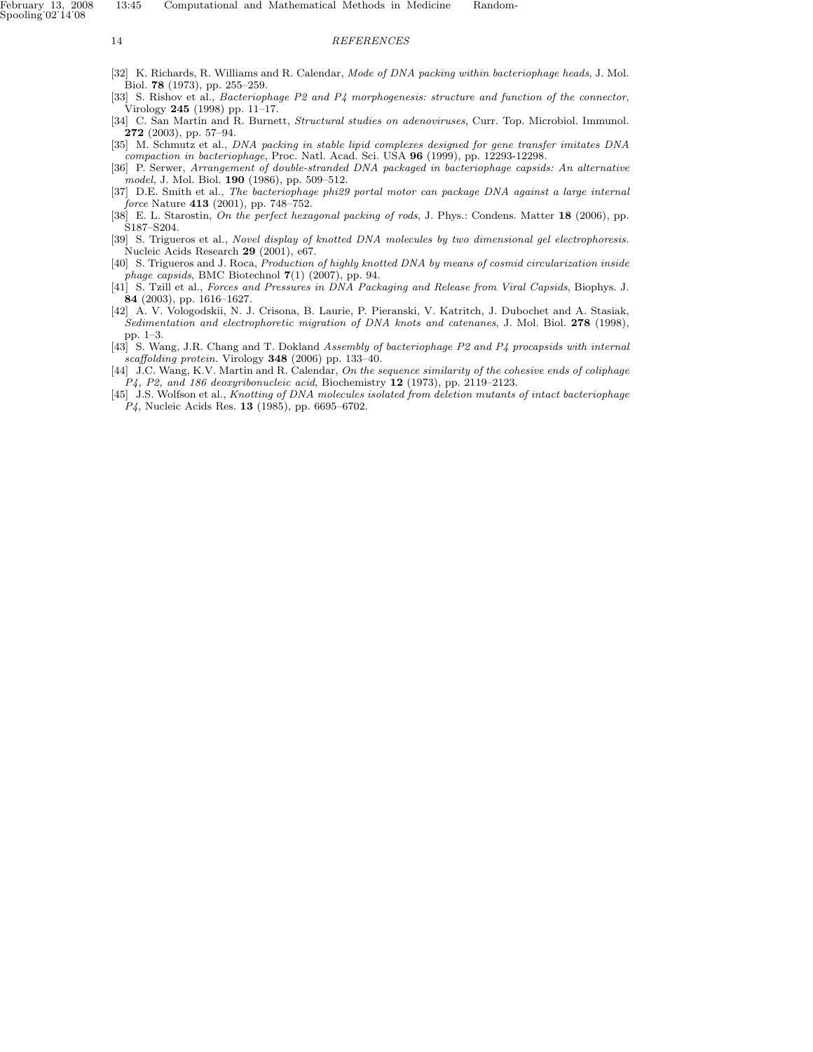[32] K. Richards, R. Williams and R. Calendar, *Mode of DNA packing within bacteriophage heads*, J. Mol. Biol. **78** (1973), pp. 255–259.

[33] S. Rishov et al., *Bacteriophage P2 and P4 morphogenesis: structure and function of the connector*, Virology **245** (1998) pp. 11–17.

[34] C. San Martin and R. Burnett, *Structural studies on adenoviruses*, Curr. Top. Microbiol. Immunol. **272** (2003), pp. 57–94.

[35] M. Schmutz et al., *DNA packing in stable lipid complexes designed for gene transfer imitates DNA compaction in bacteriophage*, Proc. Natl. Acad. Sci. USA **96** (1999), pp. 12293-12298.

[36] P. Serwer, *Arrangement of double-stranded DNA packaged in bacteriophage capsids: An alternative model*, J. Mol. Biol. **190** (1986), pp. 509–512.

[37] D.E. Smith et al., *The bacteriophage phi29 portal motor can package DNA against a large internal force* Nature **413** (2001), pp. 748–752.

[38] E. L. Starostin, *On the perfect hexagonal packing of rods*, J. Phys.: Condens. Matter **18** (2006), pp. S187–S204.

[39] S. Trigueros et al., *Novel display of knotted DNA molecules by two dimensional gel electrophoresis.* Nucleic Acids Research **29** (2001), e67.

[40] S. Trigueros and J. Roca, *Production of highly knotted DNA by means of cosmid circularization inside phage capsids*, BMC Biotechnol **7**(1) (2007), pp. 94.

[41] S. Tzill et al., *Forces and Pressures in DNA Packaging and Release from Viral Capsids*, Biophys. J. **84** (2003), pp. 1616–1627.

[42] A. V. Vologodskii, N. J. Crisona, B. Laurie, P. Pieranski, V. Katritch, J. Dubochet and A. Stasiak, *Sedimentation and electrophoretic migration of DNA knots and catenanes*, J. Mol. Biol. **278** (1998), pp. 1–3.

[43] S. Wang, J.R. Chang and T. Dokland *Assembly of bacteriophage P2 and P4 procapsids with internal scaffolding protein.* Virology **348** (2006) pp. 133–40.

[44] J.C. Wang, K.V. Martin and R. Calendar, *On the sequence similarity of the cohesive ends of coliphage P4, P2, and 186 deoxyribonucleic acid*, Biochemistry **12** (1973), pp. 2119–2123.

[45] J.S. Wolfson et al., *Knotting of DNA molecules isolated from deletion mutants of intact bacteriophage P4*, Nucleic Acids Res. **13** (1985), pp. 6695–6702.